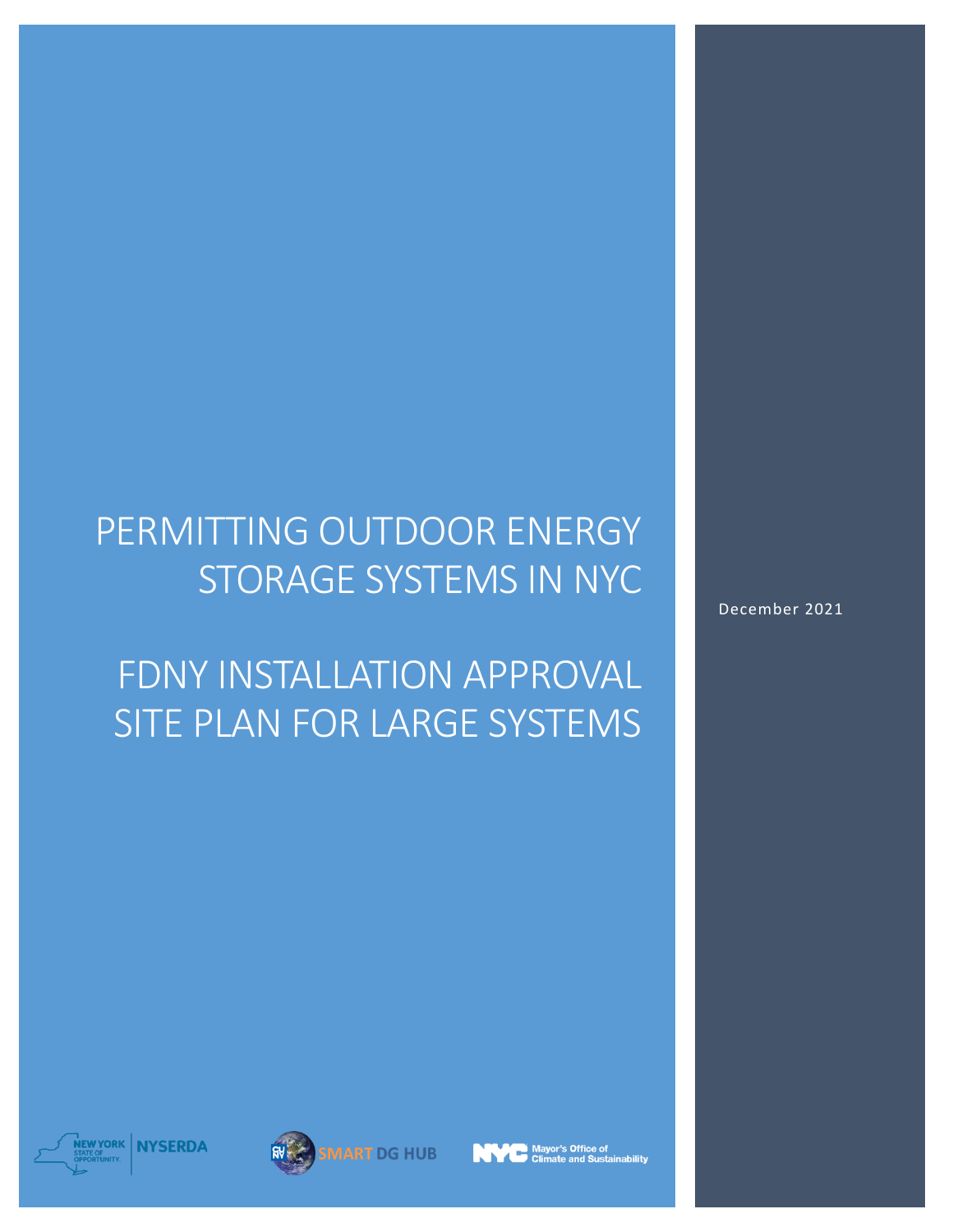# PERMITTING OUTDOOR ENERGY STORAGE SYSTEMS IN NYC

# FDNY INSTALLATION APPROVAL SITE PLAN FOR LARGE SYSTEMS

December 2021

NEW YORK STATE OF OPPORTUNITY. | NYSERDA

SMART DG HUB

NYC Mayor's Office of Climate and Sustainability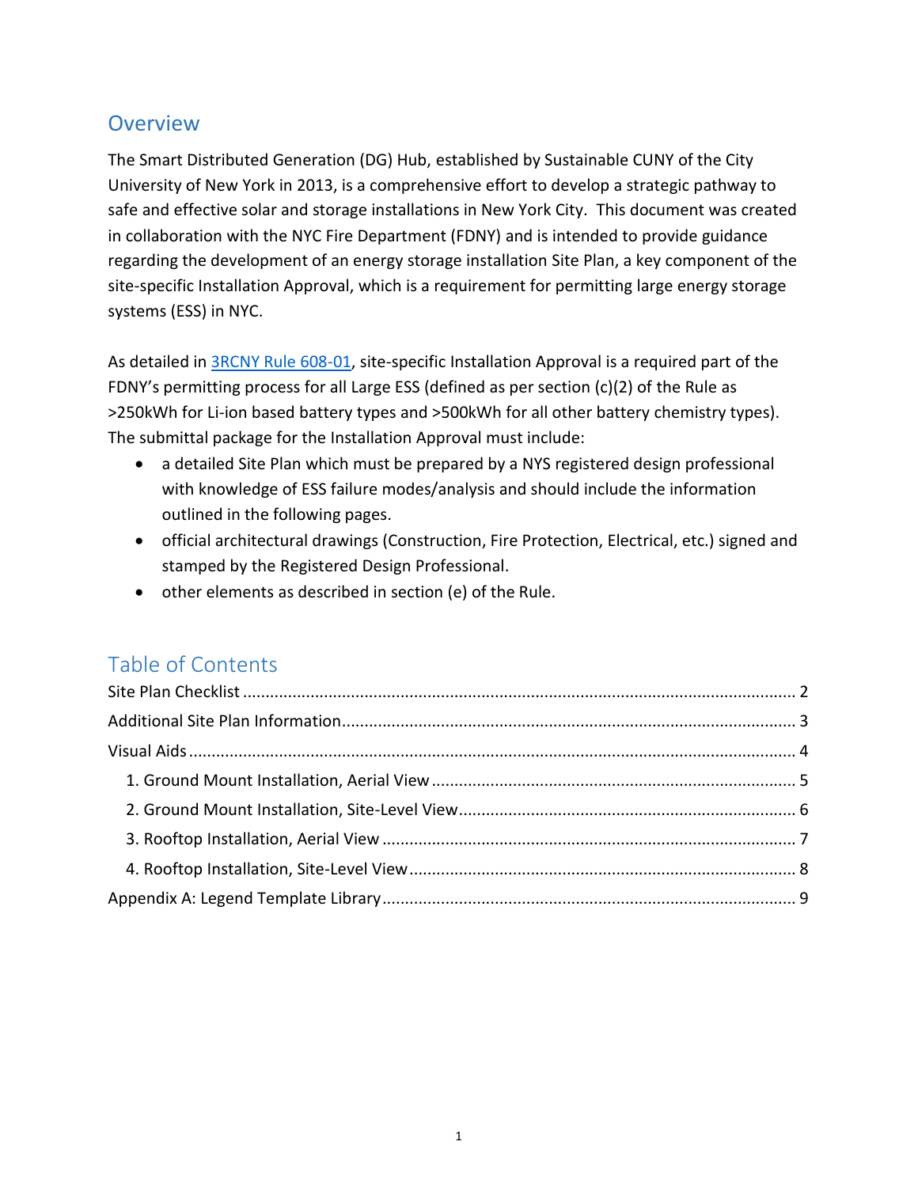## Overview

The Smart Distributed Generation (DG) Hub, established by Sustainable CUNY of the City University of New York in 2013, is a comprehensive effort to develop a strategic pathway to safe and effective solar and storage installations in New York City. This document was created in collaboration with the NYC Fire Department (FDNY) and is intended to provide guidance regarding the development of an energy storage installation Site Plan, a key component of the site-specific Installation Approval, which is a requirement for permitting large energy storage systems (ESS) in NYC.

As detailed in [3RCNY Rule 608-01](), site-specific Installation Approval is a required part of the FDNY's permitting process for all Large ESS (defined as per section (c)(2) of the Rule as >250kWh for Li-ion based battery types and >500kWh for all other battery chemistry types). The submittal package for the Installation Approval must include:

- a detailed Site Plan which must be prepared by a NYS registered design professional with knowledge of ESS failure modes/analysis and should include the information outlined in the following pages.
- official architectural drawings (Construction, Fire Protection, Electrical, etc.) signed and stamped by the Registered Design Professional.
- other elements as described in section (e) of the Rule.

## Table of Contents

Site Plan Checklist ..... 2
Additional Site Plan Information ..... 3
Visual Aids ..... 4
  1. Ground Mount Installation, Aerial View ..... 5
  2. Ground Mount Installation, Site-Level View ..... 6
  3. Rooftop Installation, Aerial View ..... 7
  4. Rooftop Installation, Site-Level View ..... 8

Appendix A: Legend Template Library ..... 9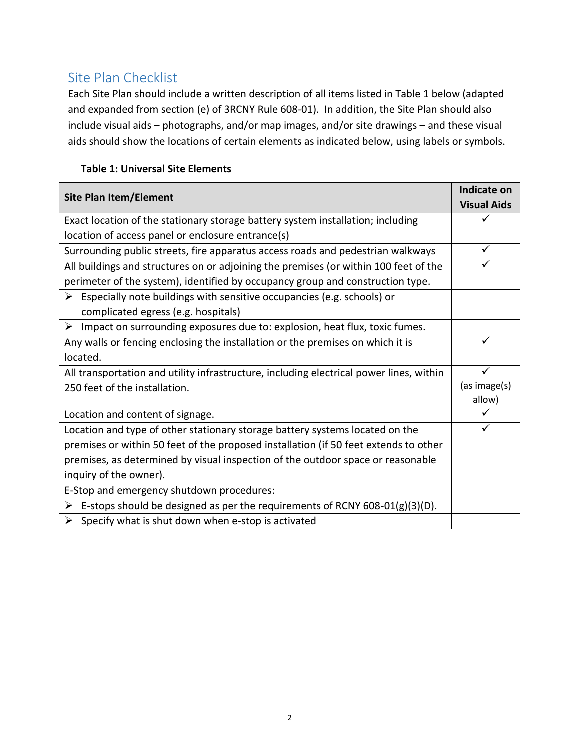## Site Plan Checklist

Each Site Plan should include a written description of all items listed in Table 1 below (adapted and expanded from section (e) of 3RCNY Rule 608-01). In addition, the Site Plan should also include visual aids – photographs, and/or map images, and/or site drawings – and these visual aids should show the locations of certain elements as indicated below, using labels or symbols.

**Table 1: Universal Site Elements**

| Site Plan Item/Element | Indicate on Visual Aids |
|---|---|
| Exact location of the stationary storage battery system installation; including location of access panel or enclosure entrance(s) | ✓ |
| Surrounding public streets, fire apparatus access roads and pedestrian walkways | ✓ |
| All buildings and structures on or adjoining the premises (or within 100 feet of the perimeter of the system), identified by occupancy group and construction type. | ✓ |
| ➢ Especially note buildings with sensitive occupancies (e.g. schools) or complicated egress (e.g. hospitals) | |
| ➢ Impact on surrounding exposures due to: explosion, heat flux, toxic fumes. | |
| Any walls or fencing enclosing the installation or the premises on which it is located. | ✓ |
| All transportation and utility infrastructure, including electrical power lines, within 250 feet of the installation. | ✓ (as image(s) allow) |
| Location and content of signage. | ✓ |
| Location and type of other stationary storage battery systems located on the premises or within 50 feet of the proposed installation (if 50 feet extends to other premises, as determined by visual inspection of the outdoor space or reasonable inquiry of the owner). | ✓ |
| E-Stop and emergency shutdown procedures: | |
| ➢ E-stops should be designed as per the requirements of RCNY 608-01(g)(3)(D). | |
| ➢ Specify what is shut down when e-stop is activated | |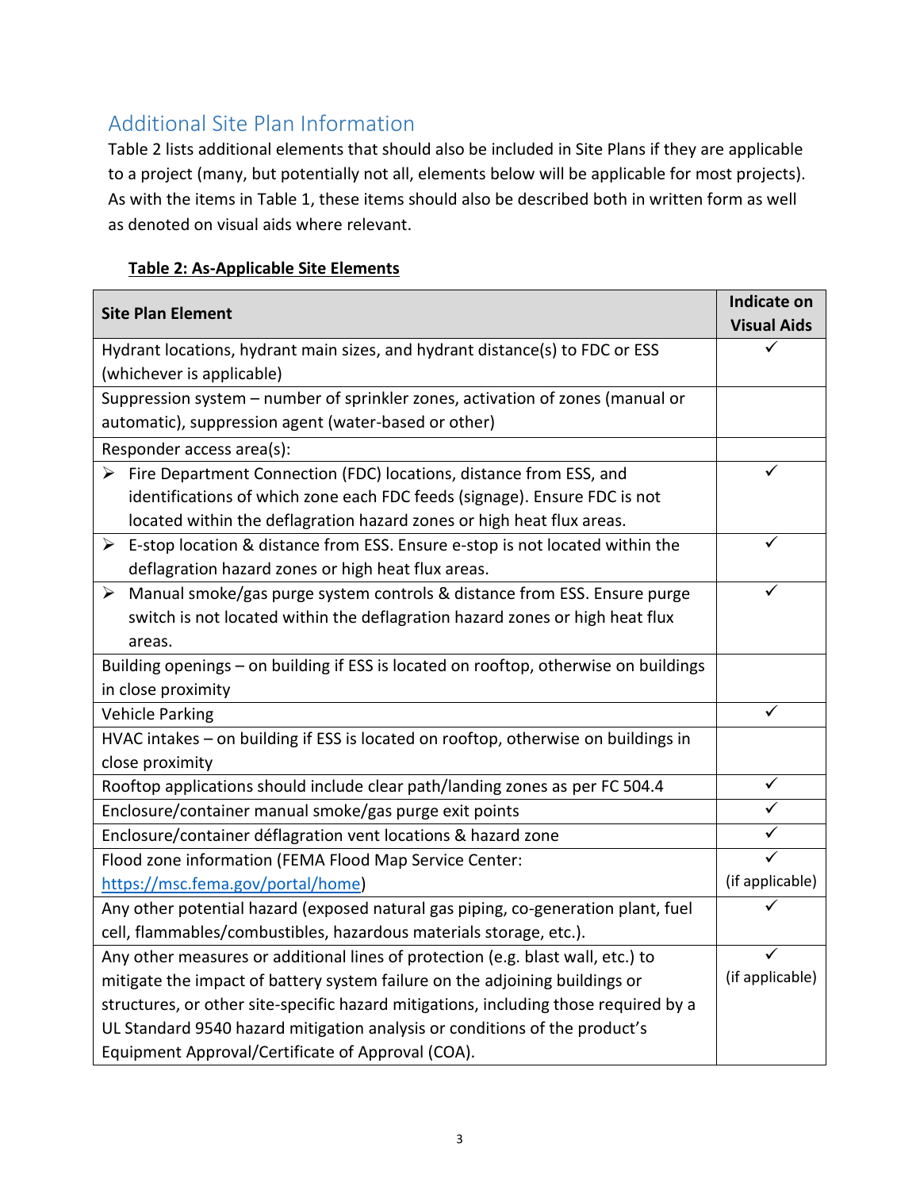## Additional Site Plan Information

Table 2 lists additional elements that should also be included in Site Plans if they are applicable to a project (many, but potentially not all, elements below will be applicable for most projects). As with the items in Table 1, these items should also be described both in written form as well as denoted on visual aids where relevant.

**Table 2: As-Applicable Site Elements**

| Site Plan Element | Indicate on Visual Aids |
|---|---|
| Hydrant locations, hydrant main sizes, and hydrant distance(s) to FDC or ESS (whichever is applicable) | ✓ |
| Suppression system – number of sprinkler zones, activation of zones (manual or automatic), suppression agent (water-based or other) | |
| Responder access area(s): | |
| ➢ Fire Department Connection (FDC) locations, distance from ESS, and identifications of which zone each FDC feeds (signage). Ensure FDC is not located within the deflagration hazard zones or high heat flux areas. | ✓ |
| ➢ E-stop location & distance from ESS. Ensure e-stop is not located within the deflagration hazard zones or high heat flux areas. | ✓ |
| ➢ Manual smoke/gas purge system controls & distance from ESS. Ensure purge switch is not located within the deflagration hazard zones or high heat flux areas. | ✓ |
| Building openings – on building if ESS is located on rooftop, otherwise on buildings in close proximity | |
| Vehicle Parking | ✓ |
| HVAC intakes – on building if ESS is located on rooftop, otherwise on buildings in close proximity | |
| Rooftop applications should include clear path/landing zones as per FC 504.4 | ✓ |
| Enclosure/container manual smoke/gas purge exit points | ✓ |
| Enclosure/container déflagration vent locations & hazard zone | ✓ |
| Flood zone information (FEMA Flood Map Service Center: https://msc.fema.gov/portal/home) | ✓ (if applicable) |
| Any other potential hazard (exposed natural gas piping, co-generation plant, fuel cell, flammables/combustibles, hazardous materials storage, etc.). | ✓ |
| Any other measures or additional lines of protection (e.g. blast wall, etc.) to mitigate the impact of battery system failure on the adjoining buildings or structures, or other site-specific hazard mitigations, including those required by a UL Standard 9540 hazard mitigation analysis or conditions of the product's Equipment Approval/Certificate of Approval (COA). | ✓ (if applicable) |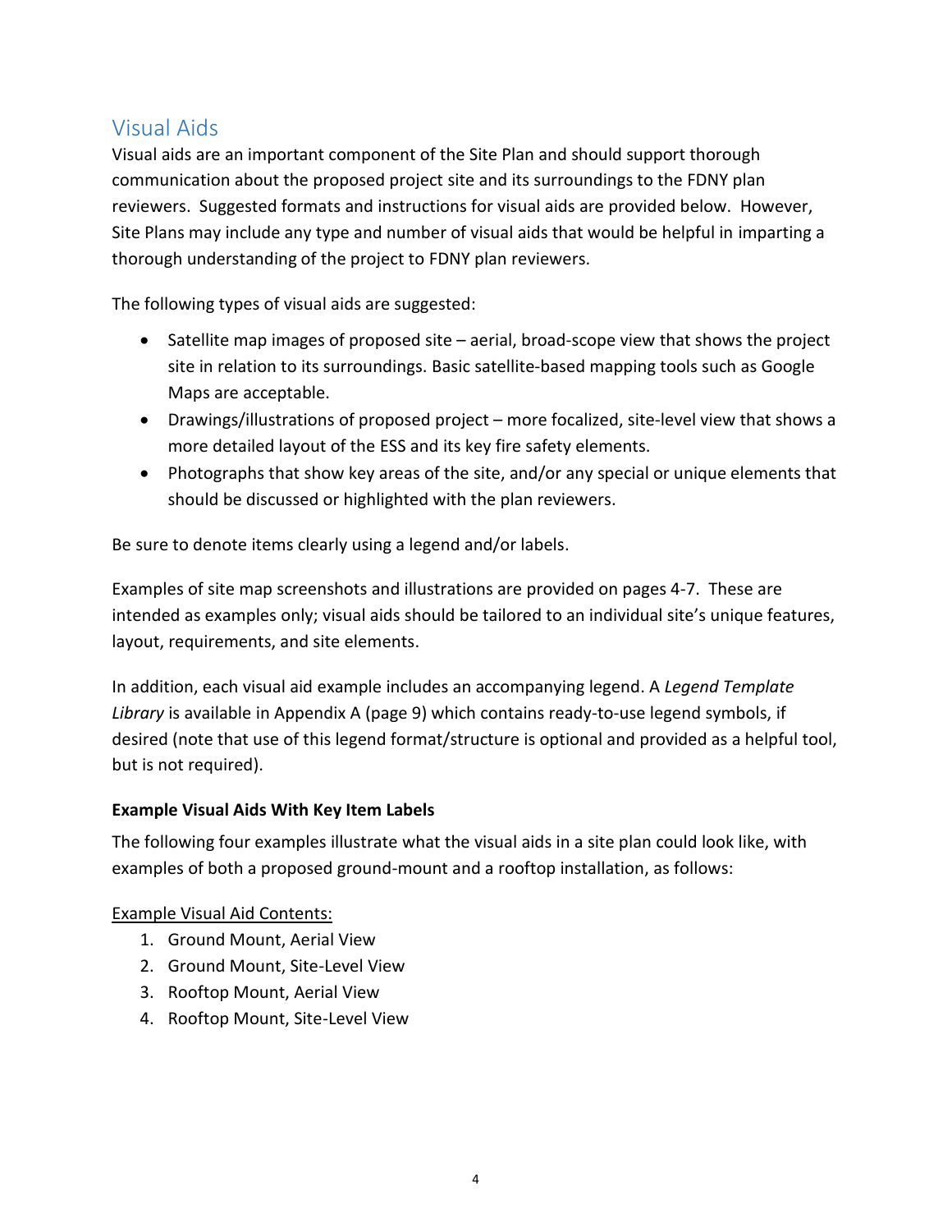## Visual Aids

Visual aids are an important component of the Site Plan and should support thorough communication about the proposed project site and its surroundings to the FDNY plan reviewers. Suggested formats and instructions for visual aids are provided below. However, Site Plans may include any type and number of visual aids that would be helpful in imparting a thorough understanding of the project to FDNY plan reviewers.

The following types of visual aids are suggested:

- Satellite map images of proposed site – aerial, broad-scope view that shows the project site in relation to its surroundings. Basic satellite-based mapping tools such as Google Maps are acceptable.
- Drawings/illustrations of proposed project – more focalized, site-level view that shows a more detailed layout of the ESS and its key fire safety elements.
- Photographs that show key areas of the site, and/or any special or unique elements that should be discussed or highlighted with the plan reviewers.

Be sure to denote items clearly using a legend and/or labels.

Examples of site map screenshots and illustrations are provided on pages 4-7. These are intended as examples only; visual aids should be tailored to an individual site's unique features, layout, requirements, and site elements.

In addition, each visual aid example includes an accompanying legend. A *Legend Template Library* is available in Appendix A (page 9) which contains ready-to-use legend symbols, if desired (note that use of this legend format/structure is optional and provided as a helpful tool, but is not required).

**Example Visual Aids With Key Item Labels**

The following four examples illustrate what the visual aids in a site plan could look like, with examples of both a proposed ground-mount and a rooftop installation, as follows:

Example Visual Aid Contents:

1. Ground Mount, Aerial View
2. Ground Mount, Site-Level View
3. Rooftop Mount, Aerial View
4. Rooftop Mount, Site-Level View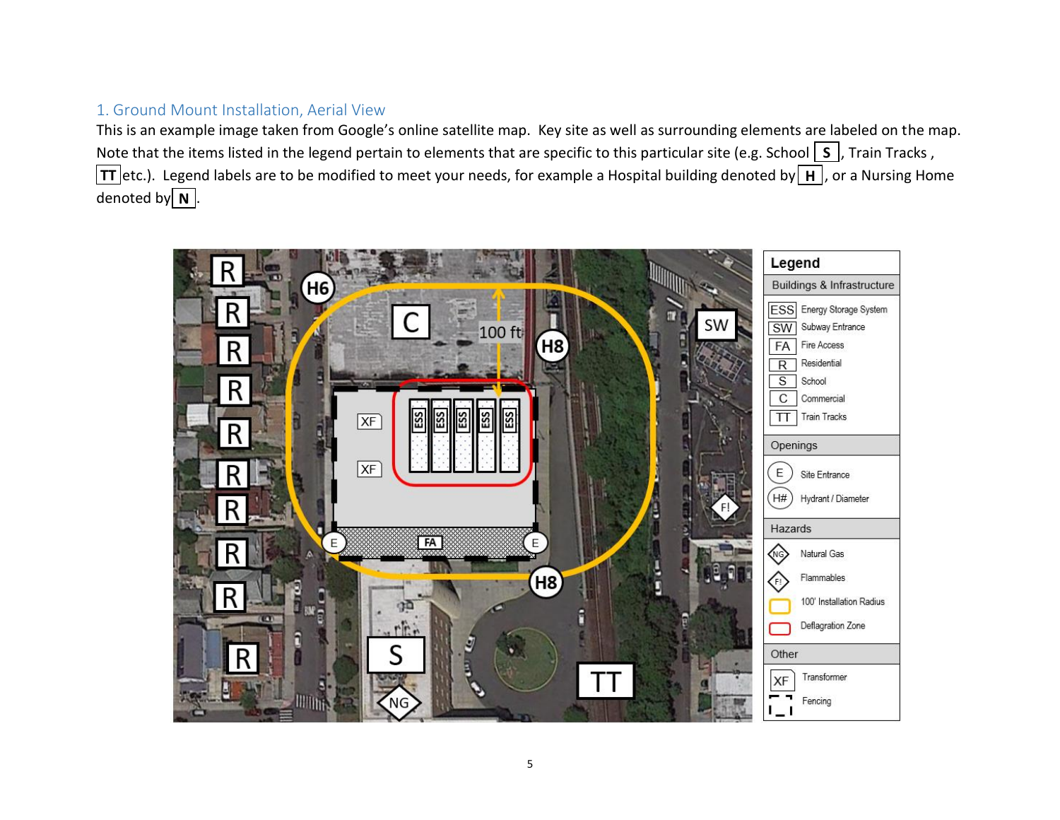## 1. Ground Mount Installation, Aerial View

This is an example image taken from Google's online satellite map. Key site as well as surrounding elements are labeled on the map. Note that the items listed in the legend pertain to elements that are specific to this particular site (e.g. School **S**, Train Tracks, **TT** etc.). Legend labels are to be modified to meet your needs, for example a Hospital building denoted by **H**, or a Nursing Home denoted by **N**.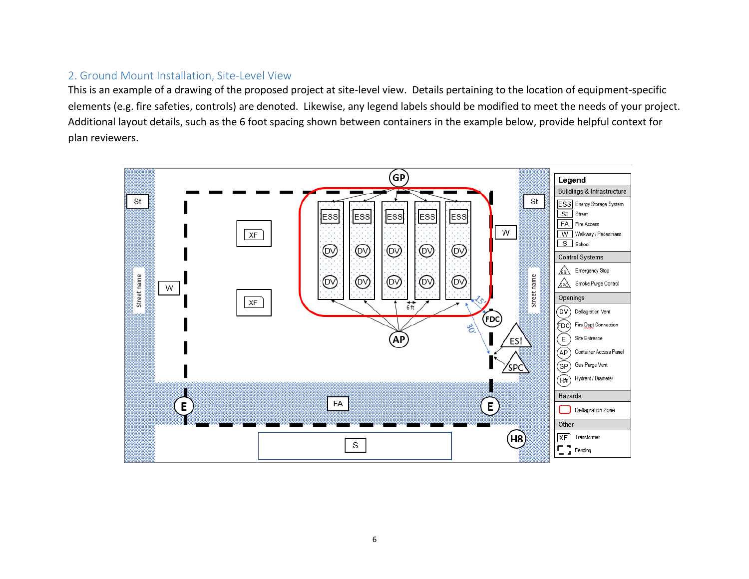## 2. Ground Mount Installation, Site-Level View

This is an example of a drawing of the proposed project at site-level view. Details pertaining to the location of equipment-specific elements (e.g. fire safeties, controls) are denoted. Likewise, any legend labels should be modified to meet the needs of your project. Additional layout details, such as the 6 foot spacing shown between containers in the example below, provide helpful context for plan reviewers.

| Legend | |
|---|---|
| **Buildings & Infrastructure** | |
| ESS | Energy Storage System |
| St | Street |
| FA | Fire Access |
| W | Walkway / Pedestrians |
| S | School |
| **Control Systems** | |
| ES! | Emergency Stop |
| SPC | Smoke Purge Control |
| **Openings** | |
| DV | Deflagration Vent |
| FDC | Fire Dept Connection |
| E | Site Entrance |
| AP | Container Access Panel |
| GP | Gas Purge Vent |
| H# | Hydrant / Diameter |
| **Hazards** | |
| | Deflagration Zone |
| **Other** | |
| XF | Transformer |
| | Fencing |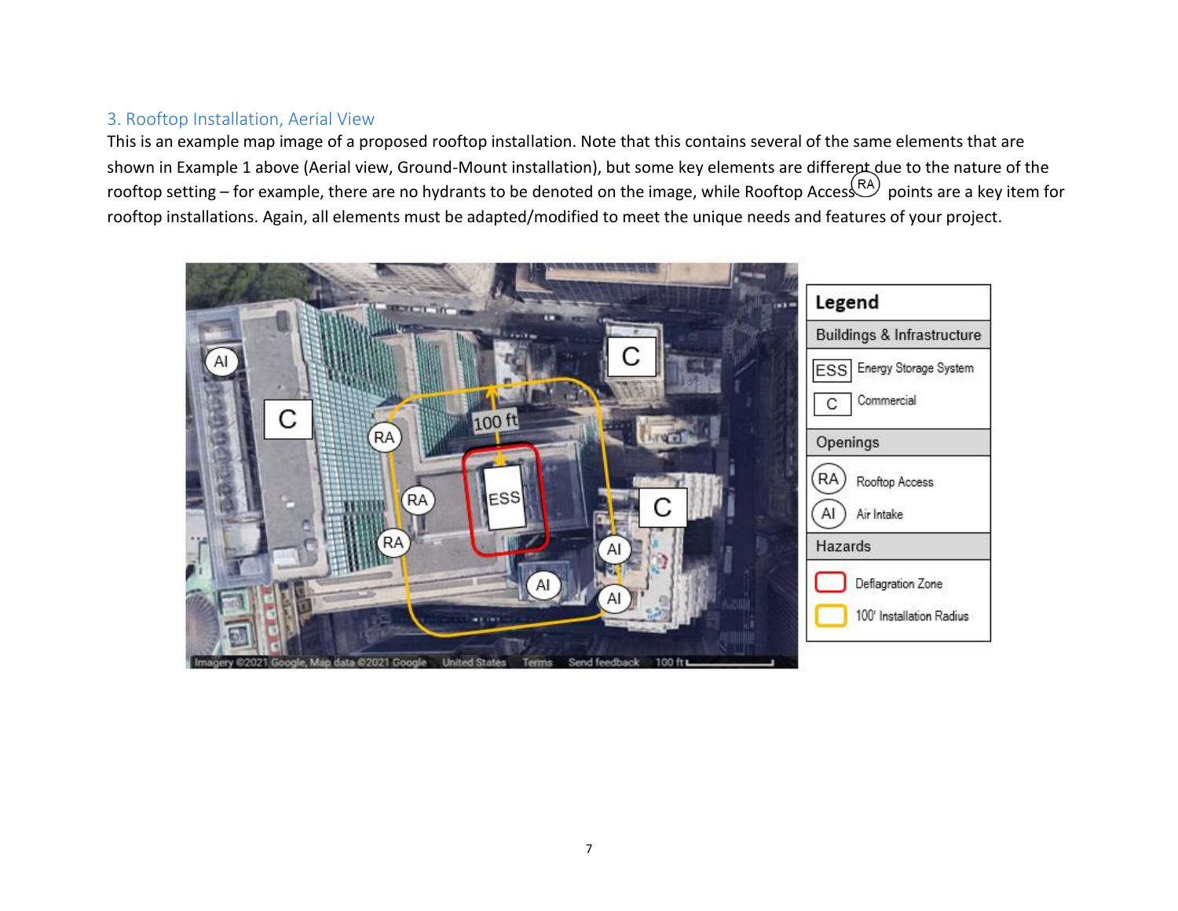### 3. Rooftop Installation, Aerial View

This is an example map image of a proposed rooftop installation. Note that this contains several of the same elements that are shown in Example 1 above (Aerial view, Ground-Mount installation), but some key elements are different due to the nature of the rooftop setting – for example, there are no hydrants to be denoted on the image, while Rooftop Access (RA) points are a key item for rooftop installations. Again, all elements must be adapted/modified to meet the unique needs and features of your project.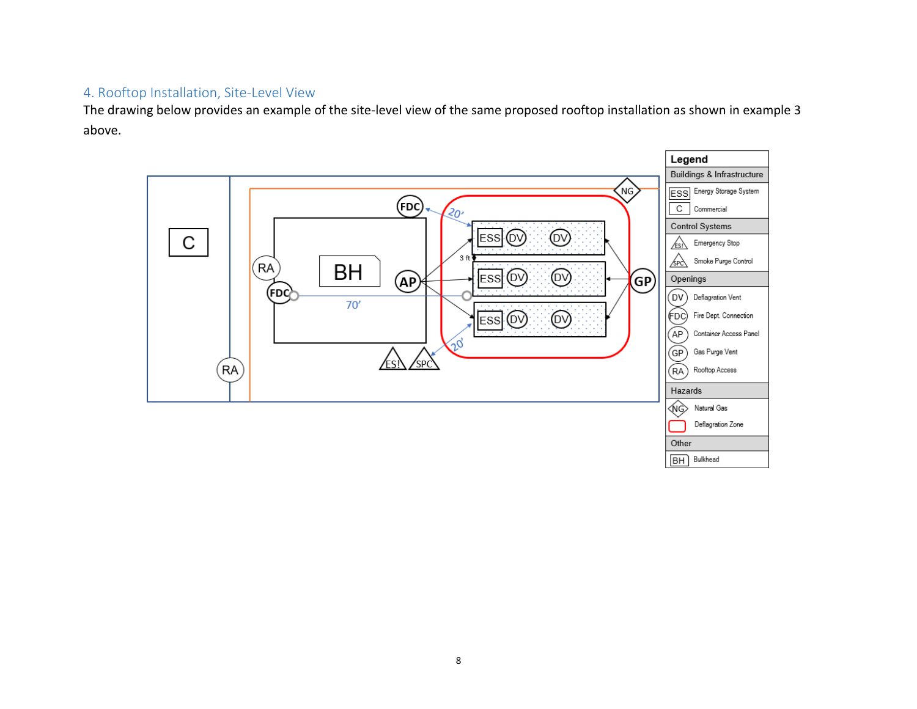## 4. Rooftop Installation, Site-Level View

The drawing below provides an example of the site-level view of the same proposed rooftop installation as shown in example 3 above.

| Legend | |
|---|---|
| **Buildings & Infrastructure** | |
| ESS | Energy Storage System |
| C | Commercial |
| **Control Systems** | |
| ES! | Emergency Stop |
| SPC | Smoke Purge Control |
| **Openings** | |
| DV | Deflagration Vent |
| FDC | Fire Dept. Connection |
| AP | Container Access Panel |
| GP | Gas Purge Vent |
| RA | Rooftop Access |
| **Hazards** | |
| NG | Natural Gas |
| (red outline) | Deflagration Zone |
| **Other** | |
| BH | Bulkhead |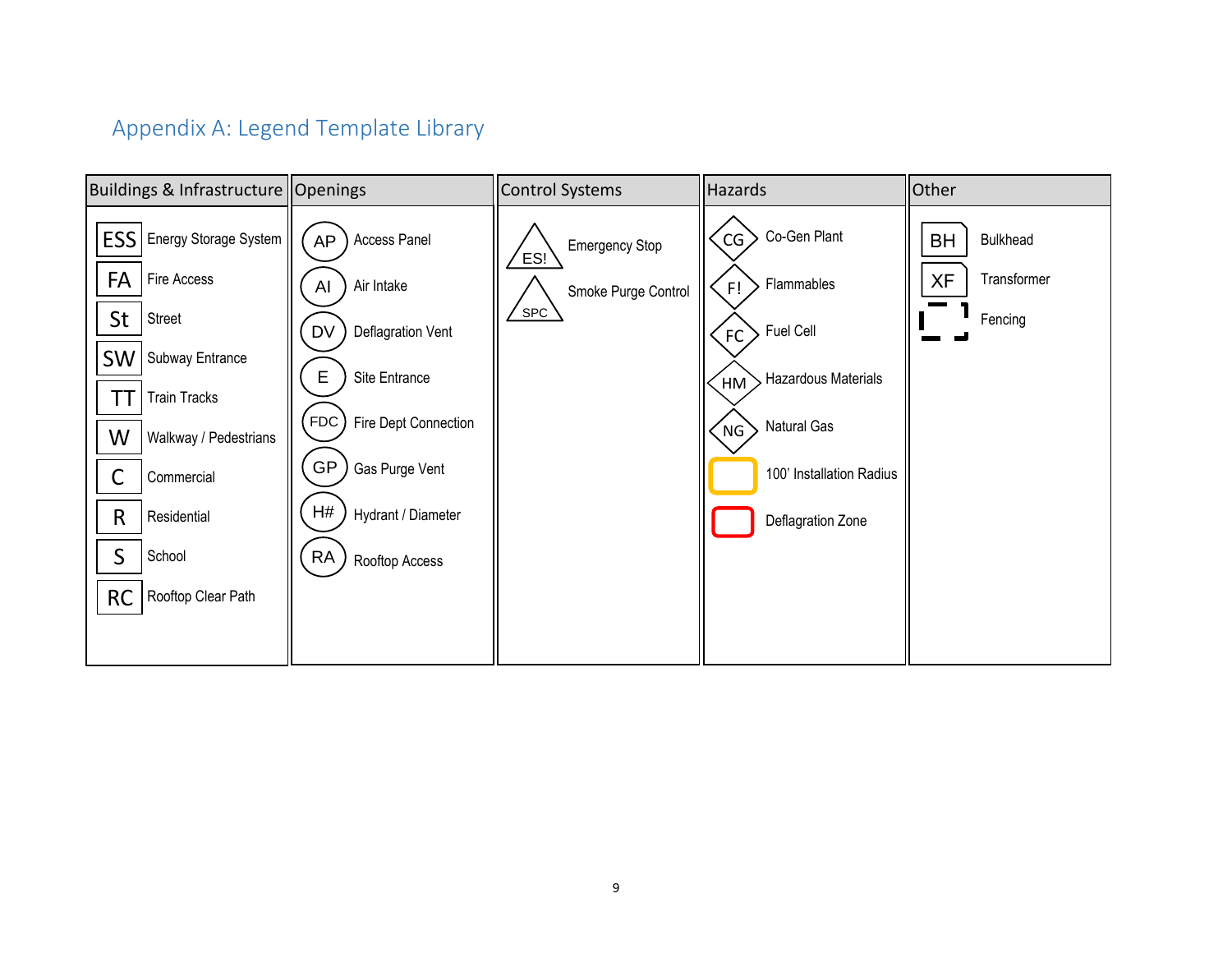## Appendix A: Legend Template Library

| Buildings & Infrastructure | Openings | Control Systems | Hazards | Other |
|---|---|---|---|---|
| ESS Energy Storage System | AP Access Panel | ES! Emergency Stop | CG Co-Gen Plant | BH Bulkhead |
| FA Fire Access | AI Air Intake | SPC Smoke Purge Control | F! Flammables | XF Transformer |
| St Street | DV Deflagration Vent | | FC Fuel Cell | Fencing |
| SW Subway Entrance | E Site Entrance | | HM Hazardous Materials | |
| TT Train Tracks | FDC Fire Dept Connection | | NG Natural Gas | |
| W Walkway / Pedestrians | GP Gas Purge Vent | | 100' Installation Radius | |
| C Commercial | H# Hydrant / Diameter | | Deflagration Zone | |
| R Residential | RA Rooftop Access | | | |
| S School | | | | |
| RC Rooftop Clear Path | | | | |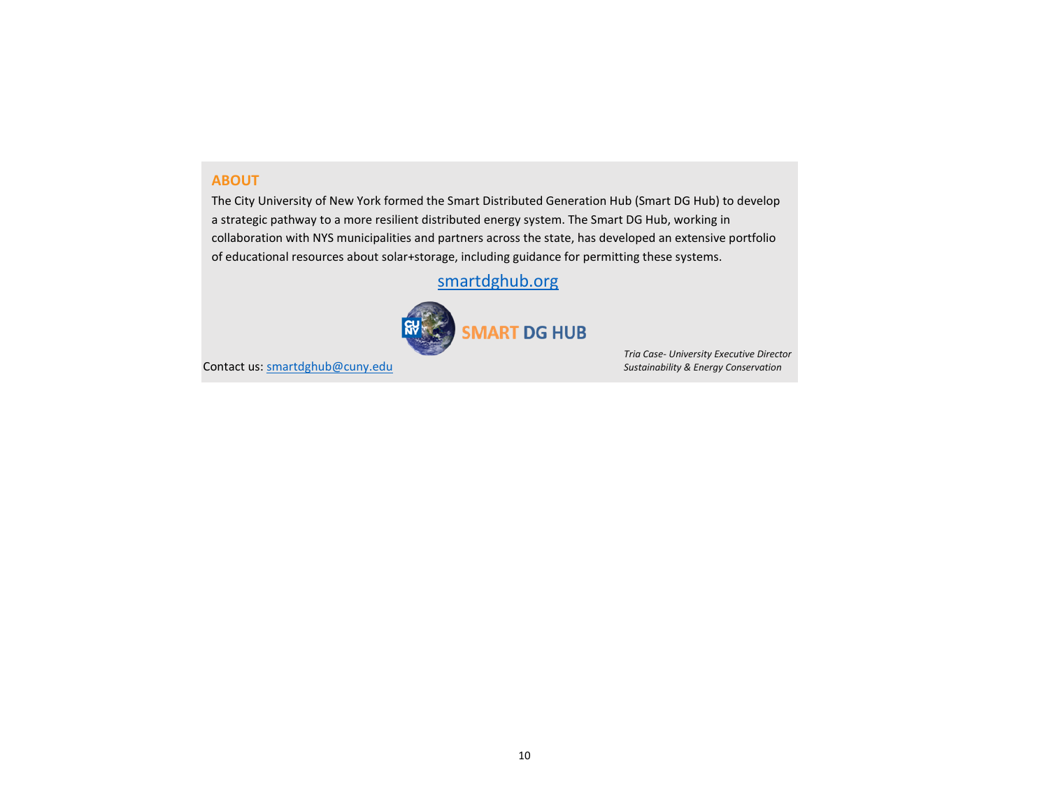## ABOUT

The City University of New York formed the Smart Distributed Generation Hub (Smart DG Hub) to develop a strategic pathway to a more resilient distributed energy system. The Smart DG Hub, working in collaboration with NYS municipalities and partners across the state, has developed an extensive portfolio of educational resources about solar+storage, including guidance for permitting these systems.

smartdghub.org

SMART DG HUB

Contact us: smartdghub@cuny.edu

*Tria Case- University Executive Director*
*Sustainability & Energy Conservation*